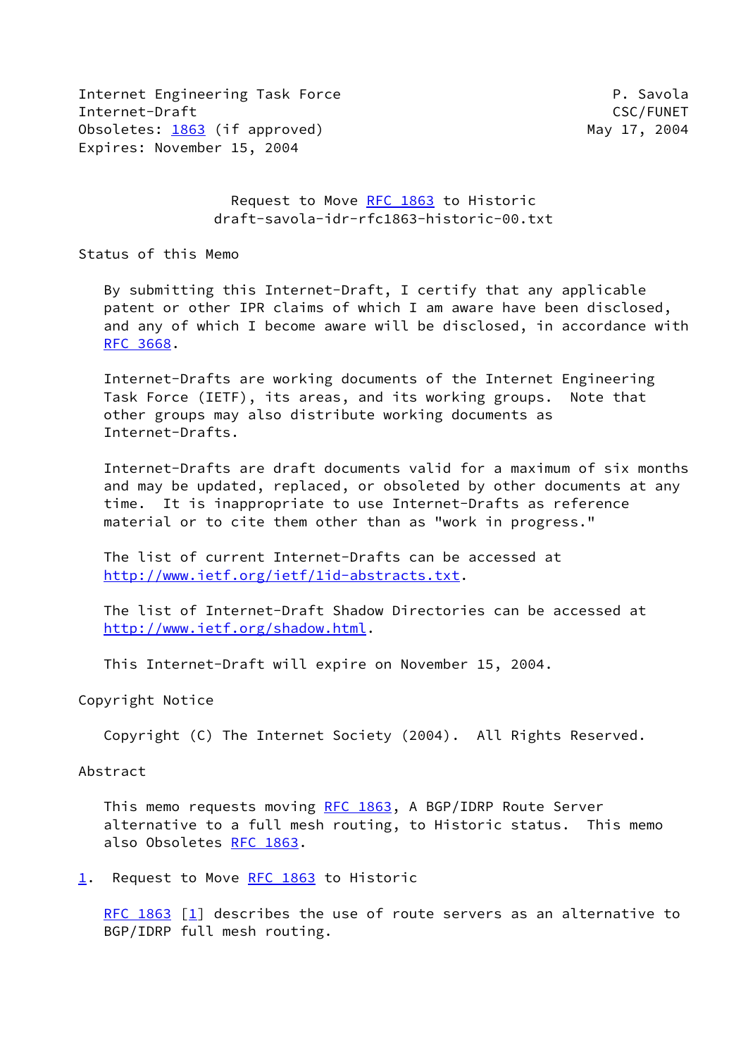Internet Engineering Task Force P. Savola
Internet-Draft CSC/FUNET
Obsoletes: 1863 (if approved) May 17, 2004
Expires: November 15, 2004

# Request to Move RFC 1863 to Historic
draft-savola-idr-rfc1863-historic-00.txt

## Status of this Memo

By submitting this Internet-Draft, I certify that any applicable patent or other IPR claims of which I am aware have been disclosed, and any of which I become aware will be disclosed, in accordance with RFC 3668.

Internet-Drafts are working documents of the Internet Engineering Task Force (IETF), its areas, and its working groups. Note that other groups may also distribute working documents as Internet-Drafts.

Internet-Drafts are draft documents valid for a maximum of six months and may be updated, replaced, or obsoleted by other documents at any time. It is inappropriate to use Internet-Drafts as reference material or to cite them other than as "work in progress."

The list of current Internet-Drafts can be accessed at http://www.ietf.org/ietf/1id-abstracts.txt.

The list of Internet-Draft Shadow Directories can be accessed at http://www.ietf.org/shadow.html.

This Internet-Draft will expire on November 15, 2004.

## Copyright Notice

Copyright (C) The Internet Society (2004). All Rights Reserved.

## Abstract

This memo requests moving RFC 1863, A BGP/IDRP Route Server alternative to a full mesh routing, to Historic status. This memo also Obsoletes RFC 1863.

## 1. Request to Move RFC 1863 to Historic

RFC 1863 [1] describes the use of route servers as an alternative to BGP/IDRP full mesh routing.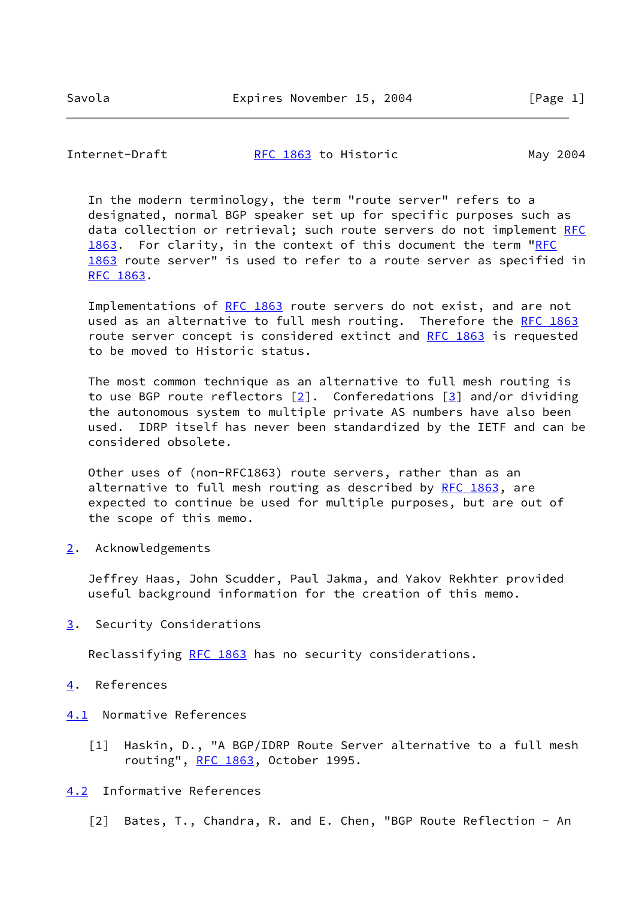In the modern terminology, the term "route server" refers to a designated, normal BGP speaker set up for specific purposes such as data collection or retrieval; such route servers do not implement RFC 1863. For clarity, in the context of this document the term "RFC 1863 route server" is used to refer to a route server as specified in RFC 1863.

Implementations of RFC 1863 route servers do not exist, and are not used as an alternative to full mesh routing. Therefore the RFC 1863 route server concept is considered extinct and RFC 1863 is requested to be moved to Historic status.

The most common technique as an alternative to full mesh routing is to use BGP route reflectors [2]. Conferedations [3] and/or dividing the autonomous system to multiple private AS numbers have also been used. IDRP itself has never been standardized by the IETF and can be considered obsolete.

Other uses of (non-RFC1863) route servers, rather than as an alternative to full mesh routing as described by RFC 1863, are expected to continue be used for multiple purposes, but are out of the scope of this memo.

## 2. Acknowledgements

Jeffrey Haas, John Scudder, Paul Jakma, and Yakov Rekhter provided useful background information for the creation of this memo.

## 3. Security Considerations

Reclassifying RFC 1863 has no security considerations.

## 4. References

### 4.1 Normative References

[1] Haskin, D., "A BGP/IDRP Route Server alternative to a full mesh routing", RFC 1863, October 1995.

### 4.2 Informative References

[2] Bates, T., Chandra, R. and E. Chen, "BGP Route Reflection - An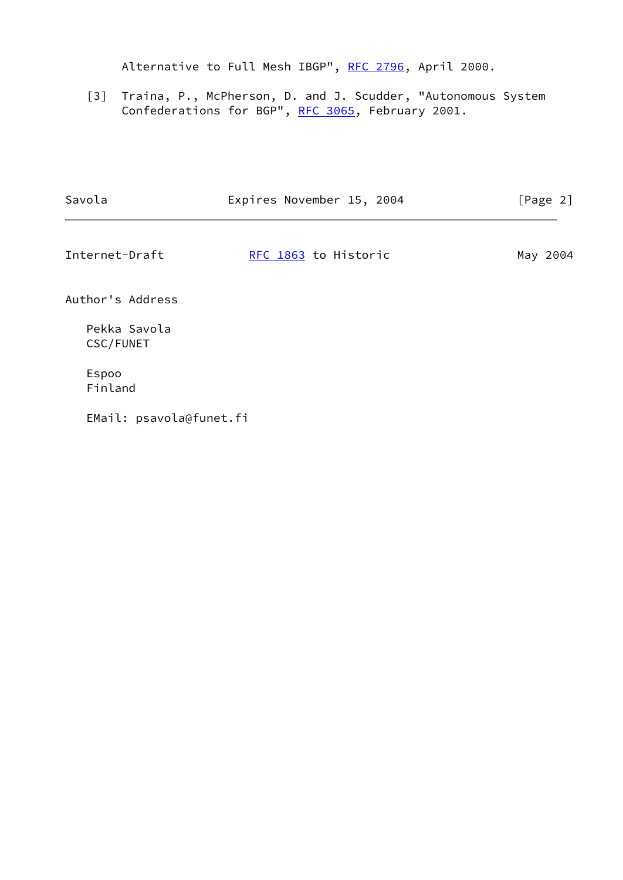Alternative to Full Mesh IBGP", RFC 2796, April 2000.

[3] Traina, P., McPherson, D. and J. Scudder, "Autonomous System Confederations for BGP", RFC 3065, February 2001.

## Author's Address

Pekka Savola
CSC/FUNET

Espoo
Finland

EMail: psavola@funet.fi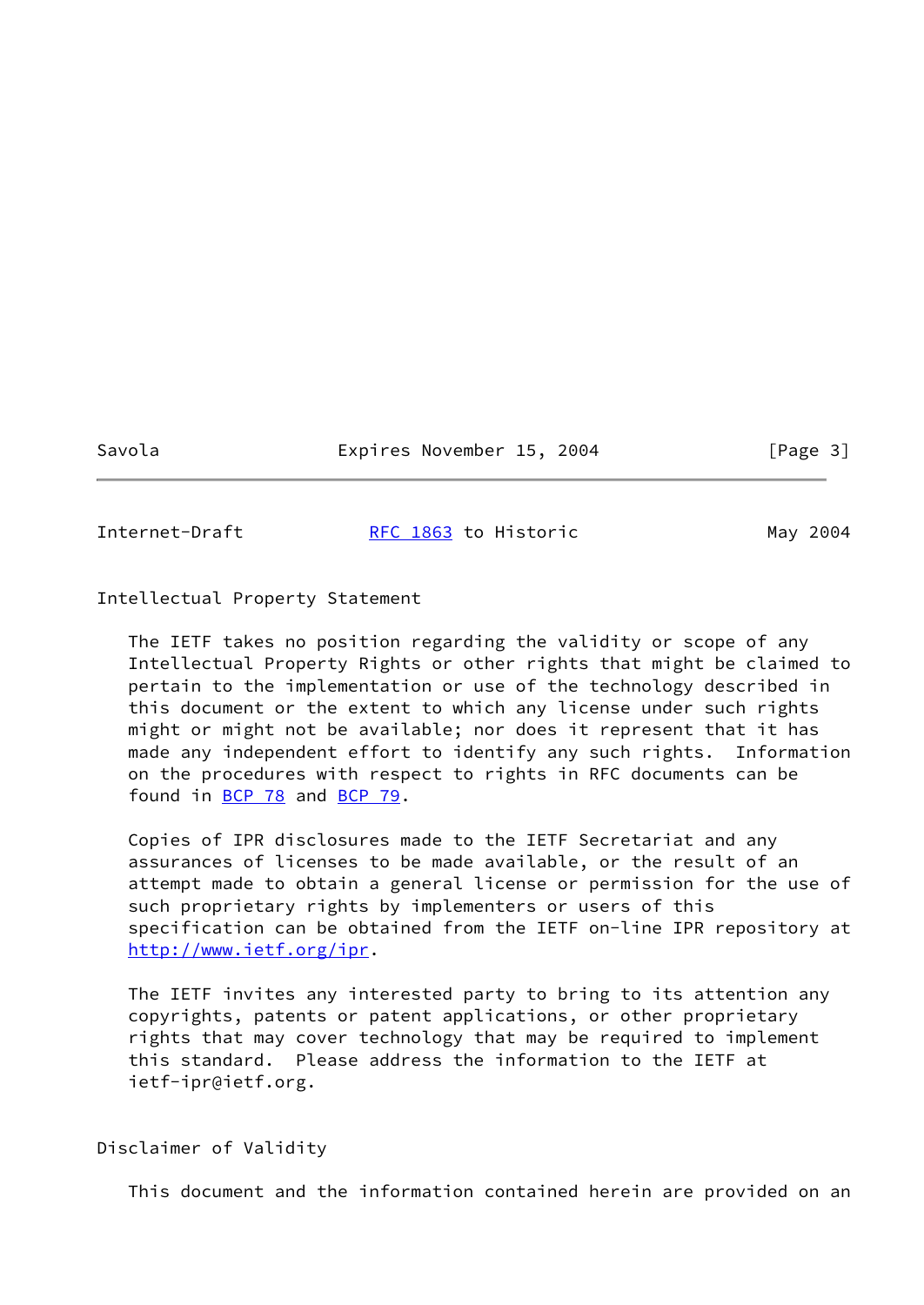## Intellectual Property Statement

The IETF takes no position regarding the validity or scope of any Intellectual Property Rights or other rights that might be claimed to pertain to the implementation or use of the technology described in this document or the extent to which any license under such rights might or might not be available; nor does it represent that it has made any independent effort to identify any such rights. Information on the procedures with respect to rights in RFC documents can be found in BCP 78 and BCP 79.

Copies of IPR disclosures made to the IETF Secretariat and any assurances of licenses to be made available, or the result of an attempt made to obtain a general license or permission for the use of such proprietary rights by implementers or users of this specification can be obtained from the IETF on-line IPR repository at http://www.ietf.org/ipr.

The IETF invites any interested party to bring to its attention any copyrights, patents or patent applications, or other proprietary rights that may cover technology that may be required to implement this standard. Please address the information to the IETF at ietf-ipr@ietf.org.

## Disclaimer of Validity

This document and the information contained herein are provided on an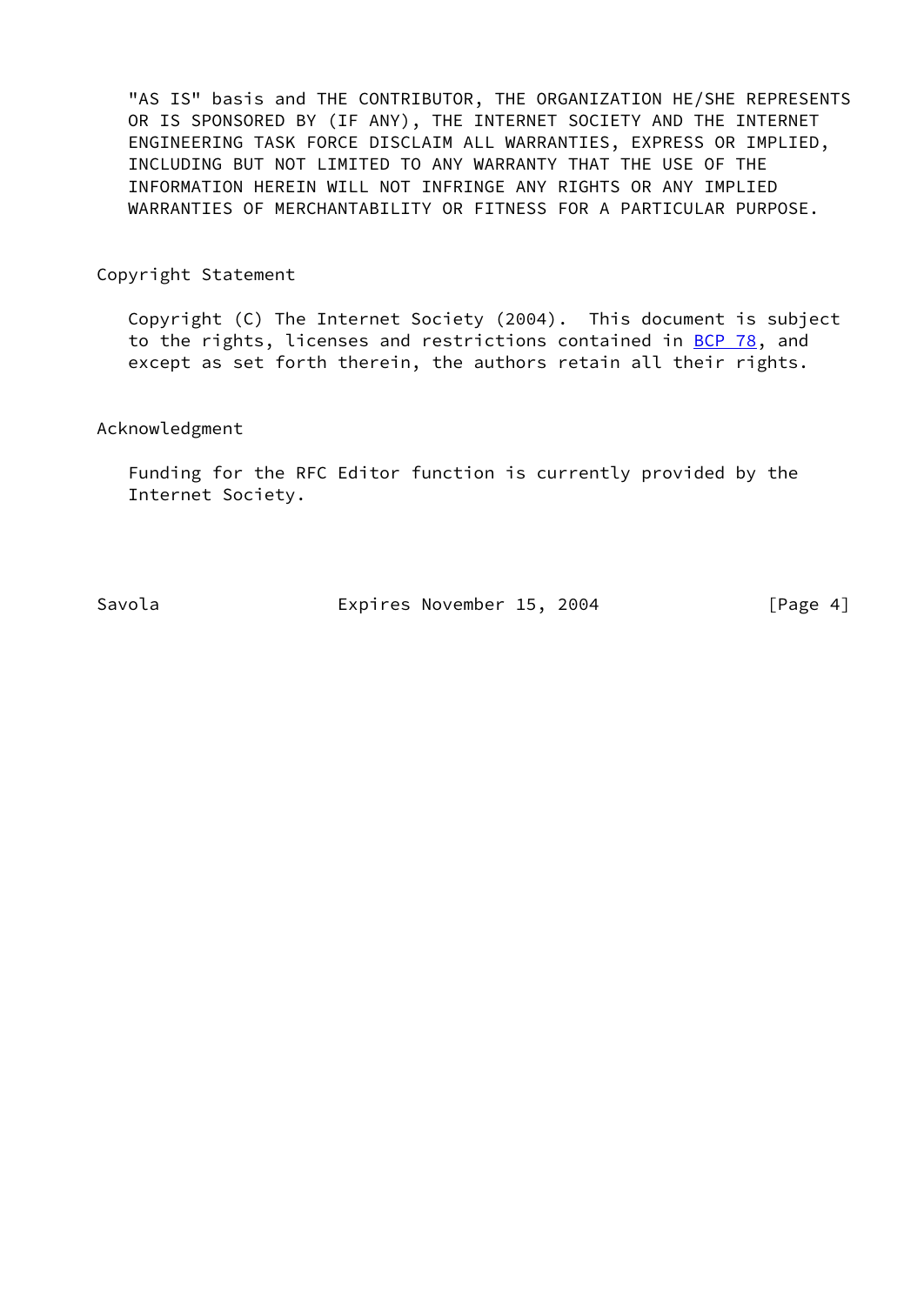"AS IS" basis and THE CONTRIBUTOR, THE ORGANIZATION HE/SHE REPRESENTS OR IS SPONSORED BY (IF ANY), THE INTERNET SOCIETY AND THE INTERNET ENGINEERING TASK FORCE DISCLAIM ALL WARRANTIES, EXPRESS OR IMPLIED, INCLUDING BUT NOT LIMITED TO ANY WARRANTY THAT THE USE OF THE INFORMATION HEREIN WILL NOT INFRINGE ANY RIGHTS OR ANY IMPLIED WARRANTIES OF MERCHANTABILITY OR FITNESS FOR A PARTICULAR PURPOSE.

## Copyright Statement

Copyright (C) The Internet Society (2004). This document is subject to the rights, licenses and restrictions contained in BCP 78, and except as set forth therein, the authors retain all their rights.

## Acknowledgment

Funding for the RFC Editor function is currently provided by the Internet Society.